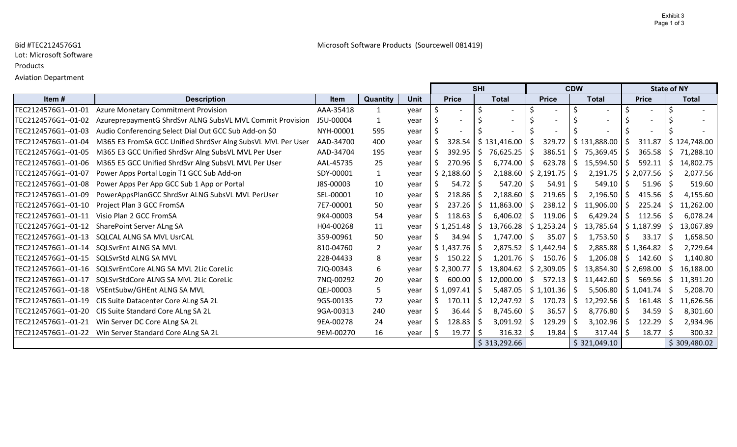Exhibit 3

Bid #TEC2124576G1

Lot: Microsoft Software Products

Aviation Department

Microsoft Software Products (Sourcewell 081419)

| | | | | | SHI | | CDW | | State of NY | |
|---|---|---|---|---|---|---|---|---|---|---|
| Item # | Description | Item | Quantity | Unit | Price | Total | Price | Total | Price | Total |
| TEC2124576G1--01-01 | Azure Monetary Commitment Provision | AAA-35418 | 1 | year | $ - | $ - | $ - | $ - | $ - | $ - |
| TEC2124576G1--01-02 | AzureprepaymentG ShrdSvr ALNG SubsVL MVL Commit Provision | J5U-00004 | 1 | year | $ - | $ - | $ - | $ - | $ - | $ - |
| TEC2124576G1--01-03 | Audio Conferencing Select Dial Out GCC Sub Add-on $0 | NYH-00001 | 595 | year | $ - | $ - | $ - | $ - | $ - | $ - |
| TEC2124576G1--01-04 | M365 E3 FromSA GCC Unified ShrdSvr Alng SubsVL MVL Per User | AAD-34700 | 400 | year | $ 328.54 | $ 131,416.00 | $ 329.72 | $ 131,888.00 | $ 311.87 | $ 124,748.00 |
| TEC2124576G1--01-05 | M365 E3 GCC Unified ShrdSvr Alng SubsVL MVL Per User | AAD-34704 | 195 | year | $ 392.95 | $ 76,625.25 | $ 386.51 | $ 75,369.45 | $ 365.58 | $ 71,288.10 |
| TEC2124576G1--01-06 | M365 E5 GCC Unified ShrdSvr Alng SubsVL MVL Per User | AAL-45735 | 25 | year | $ 270.96 | $ 6,774.00 | $ 623.78 | $ 15,594.50 | $ 592.11 | $ 14,802.75 |
| TEC2124576G1--01-07 | Power Apps Portal Login T1 GCC Sub Add-on | SDY-00001 | 1 | year | $ 2,188.60 | $ 2,188.60 | $ 2,191.75 | $ 2,191.75 | $ 2,077.56 | $ 2,077.56 |
| TEC2124576G1--01-08 | Power Apps Per App GCC Sub 1 App or Portal | J8S-00003 | 10 | year | $ 54.72 | $ 547.20 | $ 54.91 | $ 549.10 | $ 51.96 | $ 519.60 |
| TEC2124576G1--01-09 | PowerAppsPlanGCC ShrdSvr ALNG SubsVL MVL PerUser | SEL-00001 | 10 | year | $ 218.86 | $ 2,188.60 | $ 219.65 | $ 2,196.50 | $ 415.56 | $ 4,155.60 |
| TEC2124576G1--01-10 | Project Plan 3 GCC FromSA | 7E7-00001 | 50 | year | $ 237.26 | $ 11,863.00 | $ 238.12 | $ 11,906.00 | $ 225.24 | $ 11,262.00 |
| TEC2124576G1--01-11 | Visio Plan 2 GCC FromSA | 9K4-00003 | 54 | year | $ 118.63 | $ 6,406.02 | $ 119.06 | $ 6,429.24 | $ 112.56 | $ 6,078.24 |
| TEC2124576G1--01-12 | SharePoint Server ALng SA | H04-00268 | 11 | year | $ 1,251.48 | $ 13,766.28 | $ 1,253.24 | $ 13,785.64 | $ 1,187.99 | $ 13,067.89 |
| TEC2124576G1--01-13 | SQLCAL ALNG SA MVL UsrCAL | 359-00961 | 50 | year | $ 34.94 | $ 1,747.00 | $ 35.07 | $ 1,753.50 | $ 33.17 | $ 1,658.50 |
| TEC2124576G1--01-14 | SQLSvrEnt ALNG SA MVL | 810-04760 | 2 | year | $ 1,437.76 | $ 2,875.52 | $ 1,442.94 | $ 2,885.88 | $ 1,364.82 | $ 2,729.64 |
| TEC2124576G1--01-15 | SQLSvrStd ALNG SA MVL | 228-04433 | 8 | year | $ 150.22 | $ 1,201.76 | $ 150.76 | $ 1,206.08 | $ 142.60 | $ 1,140.80 |
| TEC2124576G1--01-16 | SQLSvrEntCore ALNG SA MVL 2Lic CoreLic | 7JQ-00343 | 6 | year | $ 2,300.77 | $ 13,804.62 | $ 2,309.05 | $ 13,854.30 | $ 2,698.00 | $ 16,188.00 |
| TEC2124576G1--01-17 | SQLSvrStdCore ALNG SA MVL 2Lic CoreLic | 7NQ-00292 | 20 | year | $ 600.00 | $ 12,000.00 | $ 572.13 | $ 11,442.60 | $ 569.56 | $ 11,391.20 |
| TEC2124576G1--01-18 | VSEntSubw/GHEnt ALNG SA MVL | QEJ-00003 | 5 | year | $ 1,097.41 | $ 5,487.05 | $ 1,101.36 | $ 5,506.80 | $ 1,041.74 | $ 5,208.70 |
| TEC2124576G1--01-19 | CIS Suite Datacenter Core ALng SA 2L | 9GS-00135 | 72 | year | $ 170.11 | $ 12,247.92 | $ 170.73 | $ 12,292.56 | $ 161.48 | $ 11,626.56 |
| TEC2124576G1--01-20 | CIS Suite Standard Core ALng SA 2L | 9GA-00313 | 240 | year | $ 36.44 | $ 8,745.60 | $ 36.57 | $ 8,776.80 | $ 34.59 | $ 8,301.60 |
| TEC2124576G1--01-21 | Win Server DC Core ALng SA 2L | 9EA-00278 | 24 | year | $ 128.83 | $ 3,091.92 | $ 129.29 | $ 3,102.96 | $ 122.29 | $ 2,934.96 |
| TEC2124576G1--01-22 | Win Server Standard Core ALng SA 2L | 9EM-00270 | 16 | year | $ 19.77 | $ 316.32 | $ 19.84 | $ 317.44 | $ 18.77 | $ 300.32 |
| | | | | | | $ 313,292.66 | | $ 321,049.10 | | $ 309,480.02 |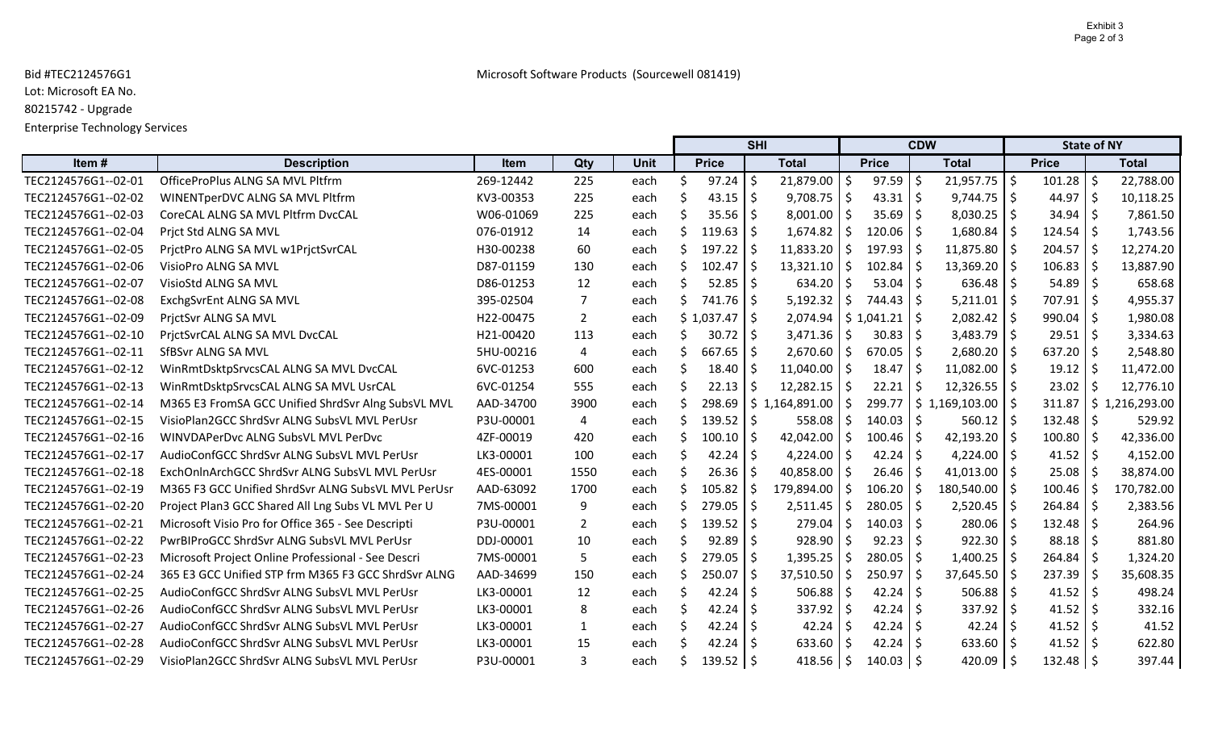Bid #TEC2124576G1

Lot: Microsoft EA No. 80215742 - Upgrade

Enterprise Technology Services

Microsoft Software Products (Sourcewell 081419)

| Item # | Description | Item | Qty | Unit | SHI | | CDW | | State of NY | |
|---|---|---|---|---|---|---|---|---|---|---|
| | | | | | Price | Total | Price | Total | Price | Total |
| TEC2124576G1--02-01 | OfficeProPlus ALNG SA MVL Pltfrm | 269-12442 | 225 | each | $ 97.24 | $ 21,879.00 | $ 97.59 | $ 21,957.75 | $ 101.28 | $ 22,788.00 |
| TEC2124576G1--02-02 | WINENTperDVC ALNG SA MVL Pltfrm | KV3-00353 | 225 | each | $ 43.15 | $ 9,708.75 | $ 43.31 | $ 9,744.75 | $ 44.97 | $ 10,118.25 |
| TEC2124576G1--02-03 | CoreCAL ALNG SA MVL Pltfrm DvcCAL | W06-01069 | 225 | each | $ 35.56 | $ 8,001.00 | $ 35.69 | $ 8,030.25 | $ 34.94 | $ 7,861.50 |
| TEC2124576G1--02-04 | Prjct Std ALNG SA MVL | 076-01912 | 14 | each | $ 119.63 | $ 1,674.82 | $ 120.06 | $ 1,680.84 | $ 124.54 | $ 1,743.56 |
| TEC2124576G1--02-05 | PrjctPro ALNG SA MVL w1PrjctSvrCAL | H30-00238 | 60 | each | $ 197.22 | $ 11,833.20 | $ 197.93 | $ 11,875.80 | $ 204.57 | $ 12,274.20 |
| TEC2124576G1--02-06 | VisioPro ALNG SA MVL | D87-01159 | 130 | each | $ 102.47 | $ 13,321.10 | $ 102.84 | $ 13,369.20 | $ 106.83 | $ 13,887.90 |
| TEC2124576G1--02-07 | VisioStd ALNG SA MVL | D86-01253 | 12 | each | $ 52.85 | $ 634.20 | $ 53.04 | $ 636.48 | $ 54.89 | $ 658.68 |
| TEC2124576G1--02-08 | ExchgSvrEnt ALNG SA MVL | 395-02504 | 7 | each | $ 741.76 | $ 5,192.32 | $ 744.43 | $ 5,211.01 | $ 707.91 | $ 4,955.37 |
| TEC2124576G1--02-09 | PrjctSvr ALNG SA MVL | H22-00475 | 2 | each | $ 1,037.47 | $ 2,074.94 | $ 1,041.21 | $ 2,082.42 | $ 990.04 | $ 1,980.08 |
| TEC2124576G1--02-10 | PrjctSvrCAL ALNG SA MVL DvcCAL | H21-00420 | 113 | each | $ 30.72 | $ 3,471.36 | $ 30.83 | $ 3,483.79 | $ 29.51 | $ 3,334.63 |
| TEC2124576G1--02-11 | SfBSvr ALNG SA MVL | 5HU-00216 | 4 | each | $ 667.65 | $ 2,670.60 | $ 670.05 | $ 2,680.20 | $ 637.20 | $ 2,548.80 |
| TEC2124576G1--02-12 | WinRmtDsktpSrvcsCAL ALNG SA MVL DvcCAL | 6VC-01253 | 600 | each | $ 18.40 | $ 11,040.00 | $ 18.47 | $ 11,082.00 | $ 19.12 | $ 11,472.00 |
| TEC2124576G1--02-13 | WinRmtDsktpSrvcsCAL ALNG SA MVL UsrCAL | 6VC-01254 | 555 | each | $ 22.13 | $ 12,282.15 | $ 22.21 | $ 12,326.55 | $ 23.02 | $ 12,776.10 |
| TEC2124576G1--02-14 | M365 E3 FromSA GCC Unified ShrdSvr Alng SubsVL MVL | AAD-34700 | 3900 | each | $ 298.69 | $ 1,164,891.00 | $ 299.77 | $ 1,169,103.00 | $ 311.87 | $ 1,216,293.00 |
| TEC2124576G1--02-15 | VisioPlan2GCC ShrdSvr ALNG SubsVL MVL PerUsr | P3U-00001 | 4 | each | $ 139.52 | $ 558.08 | $ 140.03 | $ 560.12 | $ 132.48 | $ 529.92 |
| TEC2124576G1--02-16 | WINVDAPerDvc ALNG SubsVL MVL PerDvc | 4ZF-00019 | 420 | each | $ 100.10 | $ 42,042.00 | $ 100.46 | $ 42,193.20 | $ 100.80 | $ 42,336.00 |
| TEC2124576G1--02-17 | AudioConfGCC ShrdSvr ALNG SubsVL MVL PerUsr | LK3-00001 | 100 | each | $ 42.24 | $ 4,224.00 | $ 42.24 | $ 4,224.00 | $ 41.52 | $ 4,152.00 |
| TEC2124576G1--02-18 | ExchOnlnArchGCC ShrdSvr ALNG SubsVL MVL PerUsr | 4ES-00001 | 1550 | each | $ 26.36 | $ 40,858.00 | $ 26.46 | $ 41,013.00 | $ 25.08 | $ 38,874.00 |
| TEC2124576G1--02-19 | M365 F3 GCC Unified ShrdSvr ALNG SubsVL MVL PerUsr | AAD-63092 | 1700 | each | $ 105.82 | $ 179,894.00 | $ 106.20 | $ 180,540.00 | $ 100.46 | $ 170,782.00 |
| TEC2124576G1--02-20 | Project Plan3 GCC Shared All Lng Subs VL MVL Per U | 7MS-00001 | 9 | each | $ 279.05 | $ 2,511.45 | $ 280.05 | $ 2,520.45 | $ 264.84 | $ 2,383.56 |
| TEC2124576G1--02-21 | Microsoft Visio Pro for Office 365 - See Descripti | P3U-00001 | 2 | each | $ 139.52 | $ 279.04 | $ 140.03 | $ 280.06 | $ 132.48 | $ 264.96 |
| TEC2124576G1--02-22 | PwrBIProGCC ShrdSvr ALNG SubsVL MVL PerUsr | DDJ-00001 | 10 | each | $ 92.89 | $ 928.90 | $ 92.23 | $ 922.30 | $ 88.18 | $ 881.80 |
| TEC2124576G1--02-23 | Microsoft Project Online Professional - See Descri | 7MS-00001 | 5 | each | $ 279.05 | $ 1,395.25 | $ 280.05 | $ 1,400.25 | $ 264.84 | $ 1,324.20 |
| TEC2124576G1--02-24 | 365 E3 GCC Unified STP frm M365 F3 GCC ShrdSvr ALNG | AAD-34699 | 150 | each | $ 250.07 | $ 37,510.50 | $ 250.97 | $ 37,645.50 | $ 237.39 | $ 35,608.35 |
| TEC2124576G1--02-25 | AudioConfGCC ShrdSvr ALNG SubsVL MVL PerUsr | LK3-00001 | 12 | each | $ 42.24 | $ 506.88 | $ 42.24 | $ 506.88 | $ 41.52 | $ 498.24 |
| TEC2124576G1--02-26 | AudioConfGCC ShrdSvr ALNG SubsVL MVL PerUsr | LK3-00001 | 8 | each | $ 42.24 | $ 337.92 | $ 42.24 | $ 337.92 | $ 41.52 | $ 332.16 |
| TEC2124576G1--02-27 | AudioConfGCC ShrdSvr ALNG SubsVL MVL PerUsr | LK3-00001 | 1 | each | $ 42.24 | $ 42.24 | $ 42.24 | $ 42.24 | $ 41.52 | $ 41.52 |
| TEC2124576G1--02-28 | AudioConfGCC ShrdSvr ALNG SubsVL MVL PerUsr | LK3-00001 | 15 | each | $ 42.24 | $ 633.60 | $ 42.24 | $ 633.60 | $ 41.52 | $ 622.80 |
| TEC2124576G1--02-29 | VisioPlan2GCC ShrdSvr ALNG SubsVL MVL PerUsr | P3U-00001 | 3 | each | $ 139.52 | $ 418.56 | $ 140.03 | $ 420.09 | $ 132.48 | $ 397.44 |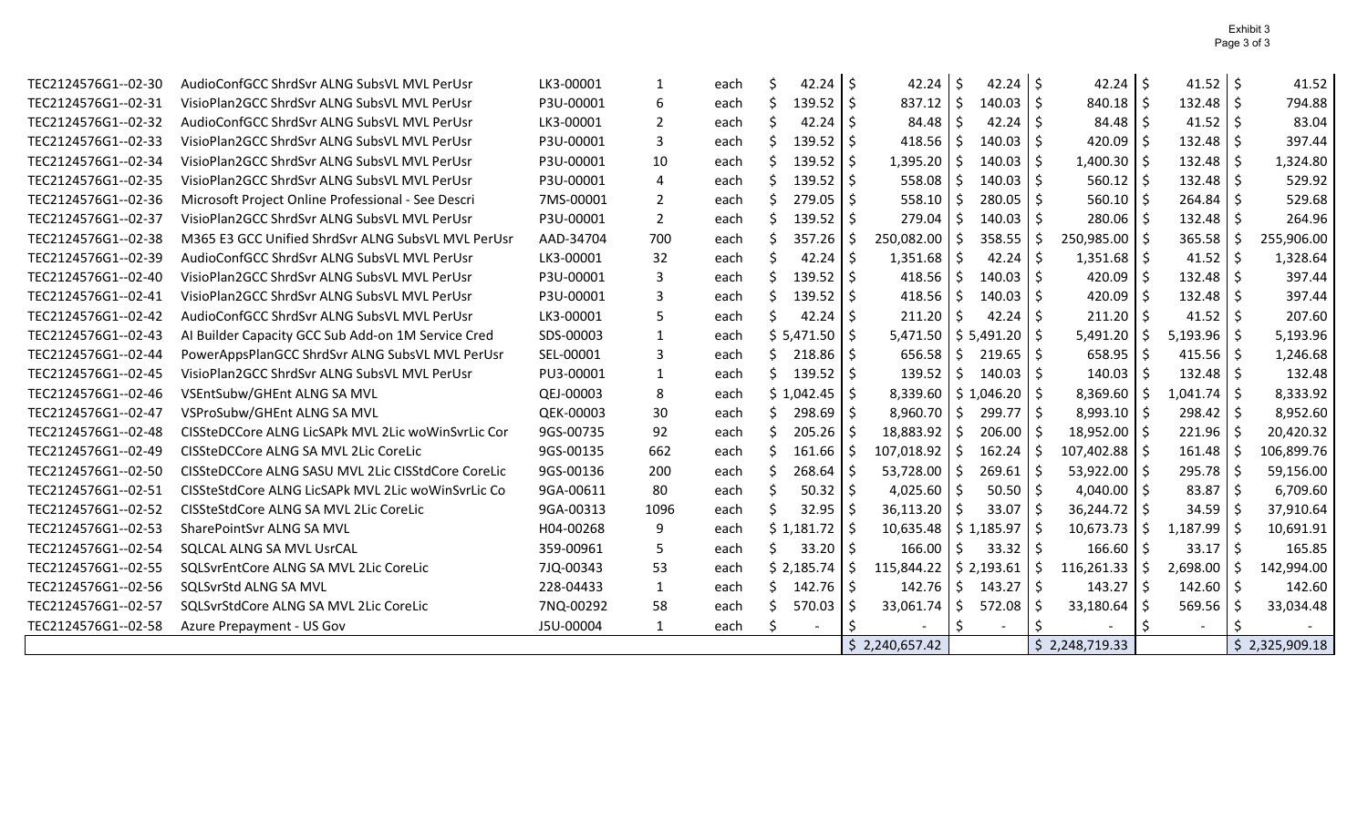| | | | | | | | | | | | | | | | | |
|---|---|---|---|---|---|---|---|---|---|---|---|---|---|---|---|---|
| TEC2124576G1--02-30 | AudioConfGCC ShrdSvr ALNG SubsVL MVL PerUsr | LK3-00001 | 1 | each | $ | 42.24 | $ | 42.24 | $ | 42.24 | $ | 42.24 | $ | 41.52 | $ | 41.52 |
| TEC2124576G1--02-31 | VisioPlan2GCC ShrdSvr ALNG SubsVL MVL PerUsr | P3U-00001 | 6 | each | $ | 139.52 | $ | 837.12 | $ | 140.03 | $ | 840.18 | $ | 132.48 | $ | 794.88 |
| TEC2124576G1--02-32 | AudioConfGCC ShrdSvr ALNG SubsVL MVL PerUsr | LK3-00001 | 2 | each | $ | 42.24 | $ | 84.48 | $ | 42.24 | $ | 84.48 | $ | 41.52 | $ | 83.04 |
| TEC2124576G1--02-33 | VisioPlan2GCC ShrdSvr ALNG SubsVL MVL PerUsr | P3U-00001 | 3 | each | $ | 139.52 | $ | 418.56 | $ | 140.03 | $ | 420.09 | $ | 132.48 | $ | 397.44 |
| TEC2124576G1--02-34 | VisioPlan2GCC ShrdSvr ALNG SubsVL MVL PerUsr | P3U-00001 | 10 | each | $ | 139.52 | $ | 1,395.20 | $ | 140.03 | $ | 1,400.30 | $ | 132.48 | $ | 1,324.80 |
| TEC2124576G1--02-35 | VisioPlan2GCC ShrdSvr ALNG SubsVL MVL PerUsr | P3U-00001 | 4 | each | $ | 139.52 | $ | 558.08 | $ | 140.03 | $ | 560.12 | $ | 132.48 | $ | 529.92 |
| TEC2124576G1--02-36 | Microsoft Project Online Professional - See Descri | 7MS-00001 | 2 | each | $ | 279.05 | $ | 558.10 | $ | 280.05 | $ | 560.10 | $ | 264.84 | $ | 529.68 |
| TEC2124576G1--02-37 | VisioPlan2GCC ShrdSvr ALNG SubsVL MVL PerUsr | P3U-00001 | 2 | each | $ | 139.52 | $ | 279.04 | $ | 140.03 | $ | 280.06 | $ | 132.48 | $ | 264.96 |
| TEC2124576G1--02-38 | M365 E3 GCC Unified ShrdSvr ALNG SubsVL MVL PerUsr | AAD-34704 | 700 | each | $ | 357.26 | $ | 250,082.00 | $ | 358.55 | $ | 250,985.00 | $ | 365.58 | $ | 255,906.00 |
| TEC2124576G1--02-39 | AudioConfGCC ShrdSvr ALNG SubsVL MVL PerUsr | LK3-00001 | 32 | each | $ | 42.24 | $ | 1,351.68 | $ | 42.24 | $ | 1,351.68 | $ | 41.52 | $ | 1,328.64 |
| TEC2124576G1--02-40 | VisioPlan2GCC ShrdSvr ALNG SubsVL MVL PerUsr | P3U-00001 | 3 | each | $ | 139.52 | $ | 418.56 | $ | 140.03 | $ | 420.09 | $ | 132.48 | $ | 397.44 |
| TEC2124576G1--02-41 | VisioPlan2GCC ShrdSvr ALNG SubsVL MVL PerUsr | P3U-00001 | 3 | each | $ | 139.52 | $ | 418.56 | $ | 140.03 | $ | 420.09 | $ | 132.48 | $ | 397.44 |
| TEC2124576G1--02-42 | AudioConfGCC ShrdSvr ALNG SubsVL MVL PerUsr | LK3-00001 | 5 | each | $ | 42.24 | $ | 211.20 | $ | 42.24 | $ | 211.20 | $ | 41.52 | $ | 207.60 |
| TEC2124576G1--02-43 | AI Builder Capacity GCC Sub Add-on 1M Service Cred | SDS-00003 | 1 | each | $ | 5,471.50 | $ | 5,471.50 | $ | 5,491.20 | $ | 5,491.20 | $ | 5,193.96 | $ | 5,193.96 |
| TEC2124576G1--02-44 | PowerAppsPlanGCC ShrdSvr ALNG SubsVL MVL PerUsr | SEL-00001 | 3 | each | $ | 218.86 | $ | 656.58 | $ | 219.65 | $ | 658.95 | $ | 415.56 | $ | 1,246.68 |
| TEC2124576G1--02-45 | VisioPlan2GCC ShrdSvr ALNG SubsVL MVL PerUsr | PU3-00001 | 1 | each | $ | 139.52 | $ | 139.52 | $ | 140.03 | $ | 140.03 | $ | 132.48 | $ | 132.48 |
| TEC2124576G1--02-46 | VSEntSubw/GHEnt ALNG SA MVL | QEJ-00003 | 8 | each | $ | 1,042.45 | $ | 8,339.60 | $ | 1,046.20 | $ | 8,369.60 | $ | 1,041.74 | $ | 8,333.92 |
| TEC2124576G1--02-47 | VSProSubw/GHEnt ALNG SA MVL | QEK-00003 | 30 | each | $ | 298.69 | $ | 8,960.70 | $ | 299.77 | $ | 8,993.10 | $ | 298.42 | $ | 8,952.60 |
| TEC2124576G1--02-48 | CISSteDCCore ALNG LicSAPk MVL 2Lic woWinSvrLic Cor | 9GS-00735 | 92 | each | $ | 205.26 | $ | 18,883.92 | $ | 206.00 | $ | 18,952.00 | $ | 221.96 | $ | 20,420.32 |
| TEC2124576G1--02-49 | CISSteDCCore ALNG SA MVL 2Lic CoreLic | 9GS-00135 | 662 | each | $ | 161.66 | $ | 107,018.92 | $ | 162.24 | $ | 107,402.88 | $ | 161.48 | $ | 106,899.76 |
| TEC2124576G1--02-50 | CISSteDCCore ALNG SASU MVL 2Lic CISStdCore CoreLic | 9GS-00136 | 200 | each | $ | 268.64 | $ | 53,728.00 | $ | 269.61 | $ | 53,922.00 | $ | 295.78 | $ | 59,156.00 |
| TEC2124576G1--02-51 | CISSteStdCore ALNG LicSAPk MVL 2Lic woWinSvrLic Co | 9GA-00611 | 80 | each | $ | 50.32 | $ | 4,025.60 | $ | 50.50 | $ | 4,040.00 | $ | 83.87 | $ | 6,709.60 |
| TEC2124576G1--02-52 | CISSteStdCore ALNG SA MVL 2Lic CoreLic | 9GA-00313 | 1096 | each | $ | 32.95 | $ | 36,113.20 | $ | 33.07 | $ | 36,244.72 | $ | 34.59 | $ | 37,910.64 |
| TEC2124576G1--02-53 | SharePointSvr ALNG SA MVL | H04-00268 | 9 | each | $ | 1,181.72 | $ | 10,635.48 | $ | 1,185.97 | $ | 10,673.73 | $ | 1,187.99 | $ | 10,691.91 |
| TEC2124576G1--02-54 | SQLCAL ALNG SA MVL UsrCAL | 359-00961 | 5 | each | $ | 33.20 | $ | 166.00 | $ | 33.32 | $ | 166.60 | $ | 33.17 | $ | 165.85 |
| TEC2124576G1--02-55 | SQLSvrEntCore ALNG SA MVL 2Lic CoreLic | 7JQ-00343 | 53 | each | $ | 2,185.74 | $ | 115,844.22 | $ | 2,193.61 | $ | 116,261.33 | $ | 2,698.00 | $ | 142,994.00 |
| TEC2124576G1--02-56 | SQLSvrStd ALNG SA MVL | 228-04433 | 1 | each | $ | 142.76 | $ | 142.76 | $ | 143.27 | $ | 143.27 | $ | 142.60 | $ | 142.60 |
| TEC2124576G1--02-57 | SQLSvrStdCore ALNG SA MVL 2Lic CoreLic | 7NQ-00292 | 58 | each | $ | 570.03 | $ | 33,061.74 | $ | 572.08 | $ | 33,180.64 | $ | 569.56 | $ | 33,034.48 |
| TEC2124576G1--02-58 | Azure Prepayment - US Gov | J5U-00004 | 1 | each | $ | - | $ | - | $ | - | $ | - | $ | - | $ | - |
| | | | | | | | $ | 2,240,657.42 | | | $ | 2,248,719.33 | | | $ | 2,325,909.18 |